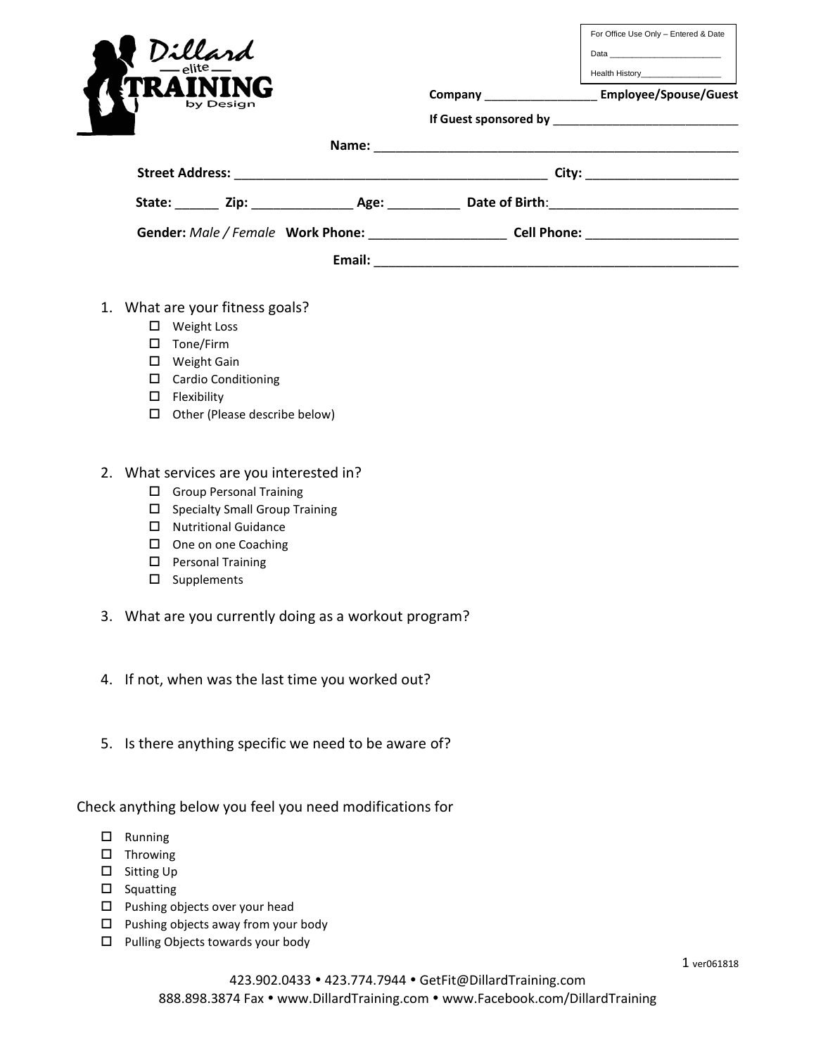Dillard elite TRAINING by Design

For Office Use Only – Entered & Date
Data ________________________
Health History_________________

**Company** ________________ **Employee/Spouse/Guest**

**If Guest sponsored by** ___________________________

**Name:** ____________________________________________________

**Street Address:** ___________________________________________ **City:** _____________________

**State:** ______ **Zip:** _____________ **Age:** __________ **Date of Birth**:__________________________

**Gender:** *Male / Female* **Work Phone:** ___________________ **Cell Phone:** _____________________

**Email:** ____________________________________________________

1. What are your fitness goals?
   - ☐ Weight Loss
   - ☐ Tone/Firm
   - ☐ Weight Gain
   - ☐ Cardio Conditioning
   - ☐ Flexibility
   - ☐ Other (Please describe below)

2. What services are you interested in?
   - ☐ Group Personal Training
   - ☐ Specialty Small Group Training
   - ☐ Nutritional Guidance
   - ☐ One on one Coaching
   - ☐ Personal Training
   - ☐ Supplements

3. What are you currently doing as a workout program?

4. If not, when was the last time you worked out?

5. Is there anything specific we need to be aware of?

Check anything below you feel you need modifications for

- ☐ Running
- ☐ Throwing
- ☐ Sitting Up
- ☐ Squatting
- ☐ Pushing objects over your head
- ☐ Pushing objects away from your body
- ☐ Pulling Objects towards your body

ver061818

423.902.0433 • 423.774.7944 • GetFit@DillardTraining.com
888.898.3874 Fax • www.DillardTraining.com • www.Facebook.com/DillardTraining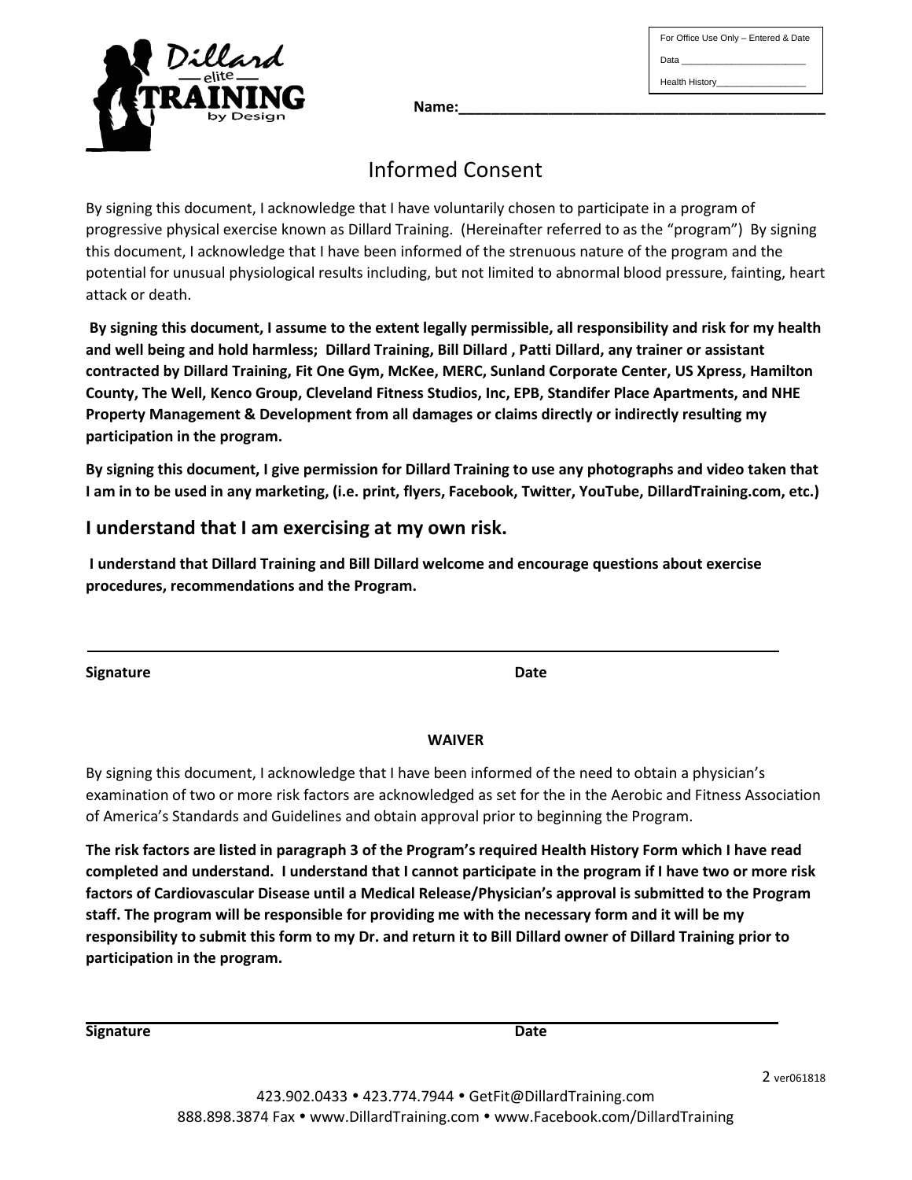For Office Use Only – Entered & Date

Data ________________________

Health History_________________

**Name:______________________________________________**

# Informed Consent

By signing this document, I acknowledge that I have voluntarily chosen to participate in a program of progressive physical exercise known as Dillard Training. (Hereinafter referred to as the "program") By signing this document, I acknowledge that I have been informed of the strenuous nature of the program and the potential for unusual physiological results including, but not limited to abnormal blood pressure, fainting, heart attack or death.

**By signing this document, I assume to the extent legally permissible, all responsibility and risk for my health and well being and hold harmless; Dillard Training, Bill Dillard , Patti Dillard, any trainer or assistant contracted by Dillard Training, Fit One Gym, McKee, MERC, Sunland Corporate Center, US Xpress, Hamilton County, The Well, Kenco Group, Cleveland Fitness Studios, Inc, EPB, Standifer Place Apartments, and NHE Property Management & Development from all damages or claims directly or indirectly resulting my participation in the program.**

**By signing this document, I give permission for Dillard Training to use any photographs and video taken that I am in to be used in any marketing, (i.e. print, flyers, Facebook, Twitter, YouTube, DillardTraining.com, etc.)**

## I understand that I am exercising at my own risk.

**I understand that Dillard Training and Bill Dillard welcome and encourage questions about exercise procedures, recommendations and the Program.**

_______________________________________________________________________________

**Signature** **Date**

**WAIVER**

By signing this document, I acknowledge that I have been informed of the need to obtain a physician's examination of two or more risk factors are acknowledged as set for the in the Aerobic and Fitness Association of America's Standards and Guidelines and obtain approval prior to beginning the Program.

**The risk factors are listed in paragraph 3 of the Program's required Health History Form which I have read completed and understand. I understand that I cannot participate in the program if I have two or more risk factors of Cardiovascular Disease until a Medical Release/Physician's approval is submitted to the Program staff. The program will be responsible for providing me with the necessary form and it will be my responsibility to submit this form to my Dr. and return it to Bill Dillard owner of Dillard Training prior to participation in the program.**

_______________________________________________________________________________

**Signature** **Date**

ver061818

423.902.0433 • 423.774.7944 • GetFit@DillardTraining.com
888.898.3874 Fax • www.DillardTraining.com • www.Facebook.com/DillardTraining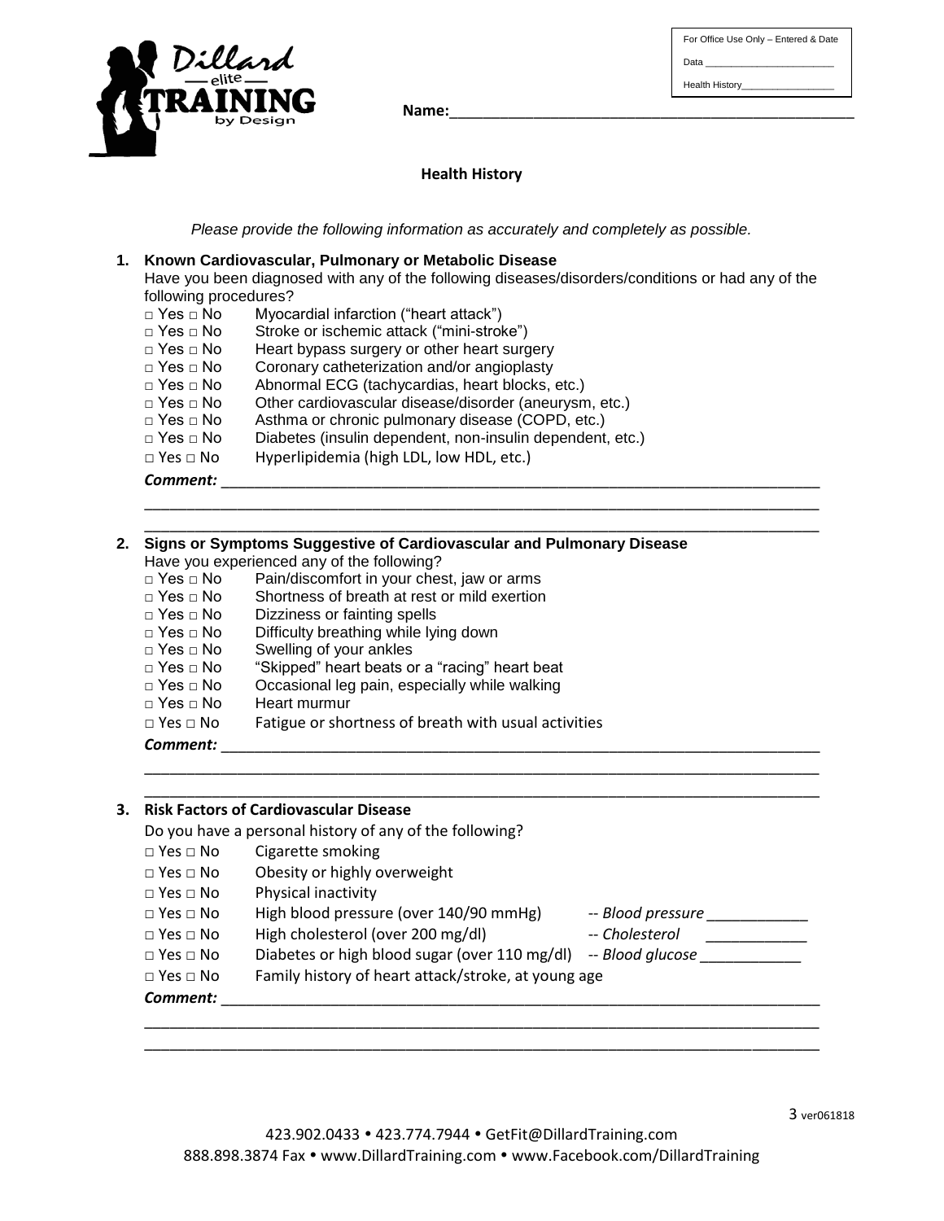For Office Use Only – Entered & Date

Data ______________________

Health History________________

**Name:**_____________________________________________

## Health History

*Please provide the following information as accurately and completely as possible.*

**1. Known Cardiovascular, Pulmonary or Metabolic Disease**

Have you been diagnosed with any of the following diseases/disorders/conditions or had any of the following procedures?

□ Yes □ No Myocardial infarction ("heart attack")
□ Yes □ No Stroke or ischemic attack ("mini-stroke")
□ Yes □ No Heart bypass surgery or other heart surgery
□ Yes □ No Coronary catheterization and/or angioplasty
□ Yes □ No Abnormal ECG (tachycardias, heart blocks, etc.)
□ Yes □ No Other cardiovascular disease/disorder (aneurysm, etc.)
□ Yes □ No Asthma or chronic pulmonary disease (COPD, etc.)
□ Yes □ No Diabetes (insulin dependent, non-insulin dependent, etc.)
□ Yes □ No Hyperlipidemia (high LDL, low HDL, etc.)

***Comment:*** ______________________________________________________________________
________________________________________________________________________________
________________________________________________________________________________

**2. Signs or Symptoms Suggestive of Cardiovascular and Pulmonary Disease**

Have you experienced any of the following?

□ Yes □ No Pain/discomfort in your chest, jaw or arms
□ Yes □ No Shortness of breath at rest or mild exertion
□ Yes □ No Dizziness or fainting spells
□ Yes □ No Difficulty breathing while lying down
□ Yes □ No Swelling of your ankles
□ Yes □ No "Skipped" heart beats or a "racing" heart beat
□ Yes □ No Occasional leg pain, especially while walking
□ Yes □ No Heart murmur
□ Yes □ No Fatigue or shortness of breath with usual activities

***Comment:*** ______________________________________________________________________
________________________________________________________________________________
________________________________________________________________________________

**3. Risk Factors of Cardiovascular Disease**

Do you have a personal history of any of the following?

□ Yes □ No Cigarette smoking
□ Yes □ No Obesity or highly overweight
□ Yes □ No Physical inactivity
□ Yes □ No High blood pressure (over 140/90 mmHg) -- *Blood pressure* ____________
□ Yes □ No High cholesterol (over 200 mg/dl) -- *Cholesterol* ____________
□ Yes □ No Diabetes or high blood sugar (over 110 mg/dl) -- *Blood glucose* ____________
□ Yes □ No Family history of heart attack/stroke, at young age

***Comment:*** ______________________________________________________________________
________________________________________________________________________________
________________________________________________________________________________

ver061818

423.902.0433 • 423.774.7944 • GetFit@DillardTraining.com
888.898.3874 Fax • www.DillardTraining.com • www.Facebook.com/DillardTraining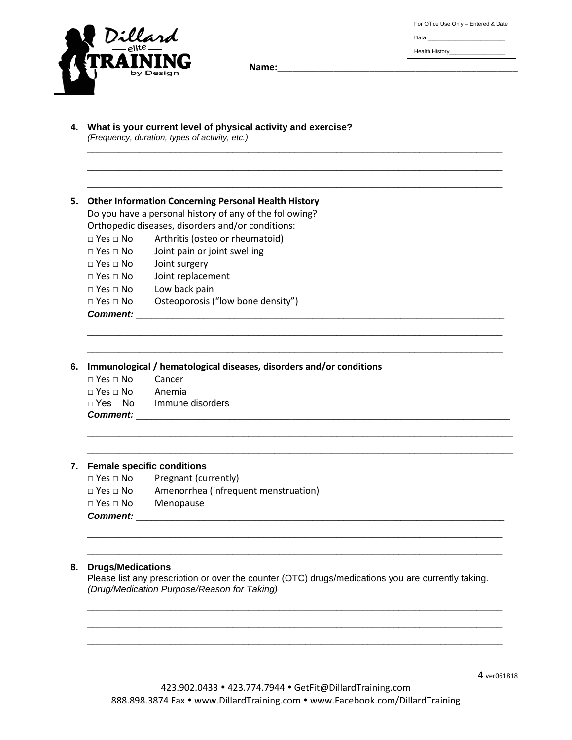For Office Use Only – Entered & Date

Data ________________________

Health History_________________

**Name:**_______________________________________________

4. **What is your current level of physical activity and exercise?**
   *(Frequency, duration, types of activity, etc.)*

   ___________________________________________________________________________

   ___________________________________________________________________________

   ___________________________________________________________________________

5. **Other Information Concerning Personal Health History**
   Do you have a personal history of any of the following?
   Orthopedic diseases, disorders and/or conditions:
   - □ Yes □ No Arthritis (osteo or rheumatoid)
   - □ Yes □ No Joint pain or joint swelling
   - □ Yes □ No Joint surgery
   - □ Yes □ No Joint replacement
   - □ Yes □ No Low back pain
   - □ Yes □ No Osteoporosis ("low bone density")

   ***Comment:*** ___________________________________________________________________

   ___________________________________________________________________________

   ___________________________________________________________________________

6. **Immunological / hematological diseases, disorders and/or conditions**
   - □ Yes □ No Cancer
   - □ Yes □ No Anemia
   - □ Yes □ No Immune disorders

   ***Comment:*** ___________________________________________________________________

   ___________________________________________________________________________

   ___________________________________________________________________________

7. **Female specific conditions**
   - □ Yes □ No Pregnant (currently)
   - □ Yes □ No Amenorrhea (infrequent menstruation)
   - □ Yes □ No Menopause

   ***Comment:*** ___________________________________________________________________

   ___________________________________________________________________________

   ___________________________________________________________________________

8. **Drugs/Medications**
   Please list any prescription or over the counter (OTC) drugs/medications you are currently taking.
   *(Drug/Medication Purpose/Reason for Taking)*

   ___________________________________________________________________________

   ___________________________________________________________________________

   ___________________________________________________________________________

ver061818

423.902.0433 • 423.774.7944 • GetFit@DillardTraining.com
888.898.3874 Fax • www.DillardTraining.com • www.Facebook.com/DillardTraining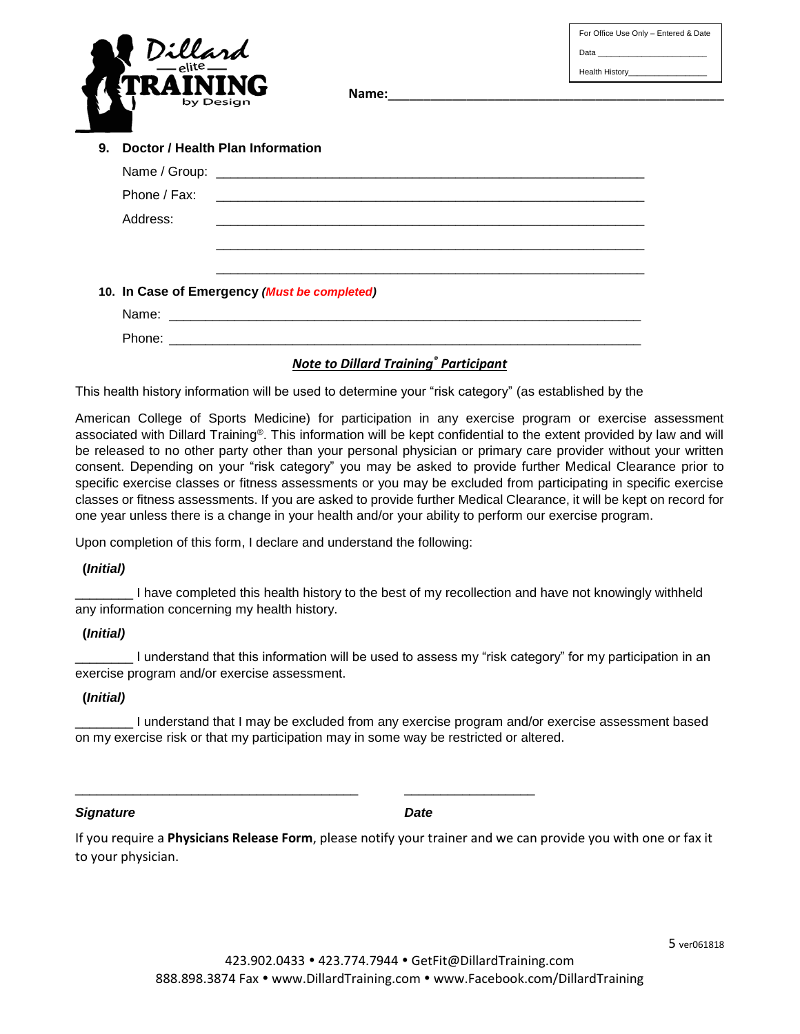For Office Use Only – Entered & Date

Data ________________________

Health History________________

**Name:**_______________________________________________

**9. Doctor / Health Plan Information**

Name / Group: ____________________________________________________________

Phone / Fax: ____________________________________________________________

Address: ____________________________________________________________

____________________________________________________________

____________________________________________________________

**10. In Case of Emergency *(Must be completed)***

Name: ____________________________________________________________________

Phone: ____________________________________________________________________

***Note to Dillard Training® Participant***

This health history information will be used to determine your "risk category" (as established by the American College of Sports Medicine) for participation in any exercise program or exercise assessment associated with Dillard Training®. This information will be kept confidential to the extent provided by law and will be released to no other party other than your personal physician or primary care provider without your written consent. Depending on your "risk category" you may be asked to provide further Medical Clearance prior to specific exercise classes or fitness assessments or you may be excluded from participating in specific exercise classes or fitness assessments. If you are asked to provide further Medical Clearance, it will be kept on record for one year unless there is a change in your health and/or your ability to perform our exercise program.

Upon completion of this form, I declare and understand the following:

**(*Initial*)**

________ I have completed this health history to the best of my recollection and have not knowingly withheld any information concerning my health history.

**(*Initial*)**

________ I understand that this information will be used to assess my "risk category" for my participation in an exercise program and/or exercise assessment.

**(*Initial*)**

________ I understand that I may be excluded from any exercise program and/or exercise assessment based on my exercise risk or that my participation may in some way be restricted or altered.

_______________________________________ __________________

***Signature*** ***Date***

If you require a **Physicians Release Form**, please notify your trainer and we can provide you with one or fax it to your physician.

ver061818

423.902.0433 • 423.774.7944 • GetFit@DillardTraining.com
888.898.3874 Fax • www.DillardTraining.com • www.Facebook.com/DillardTraining